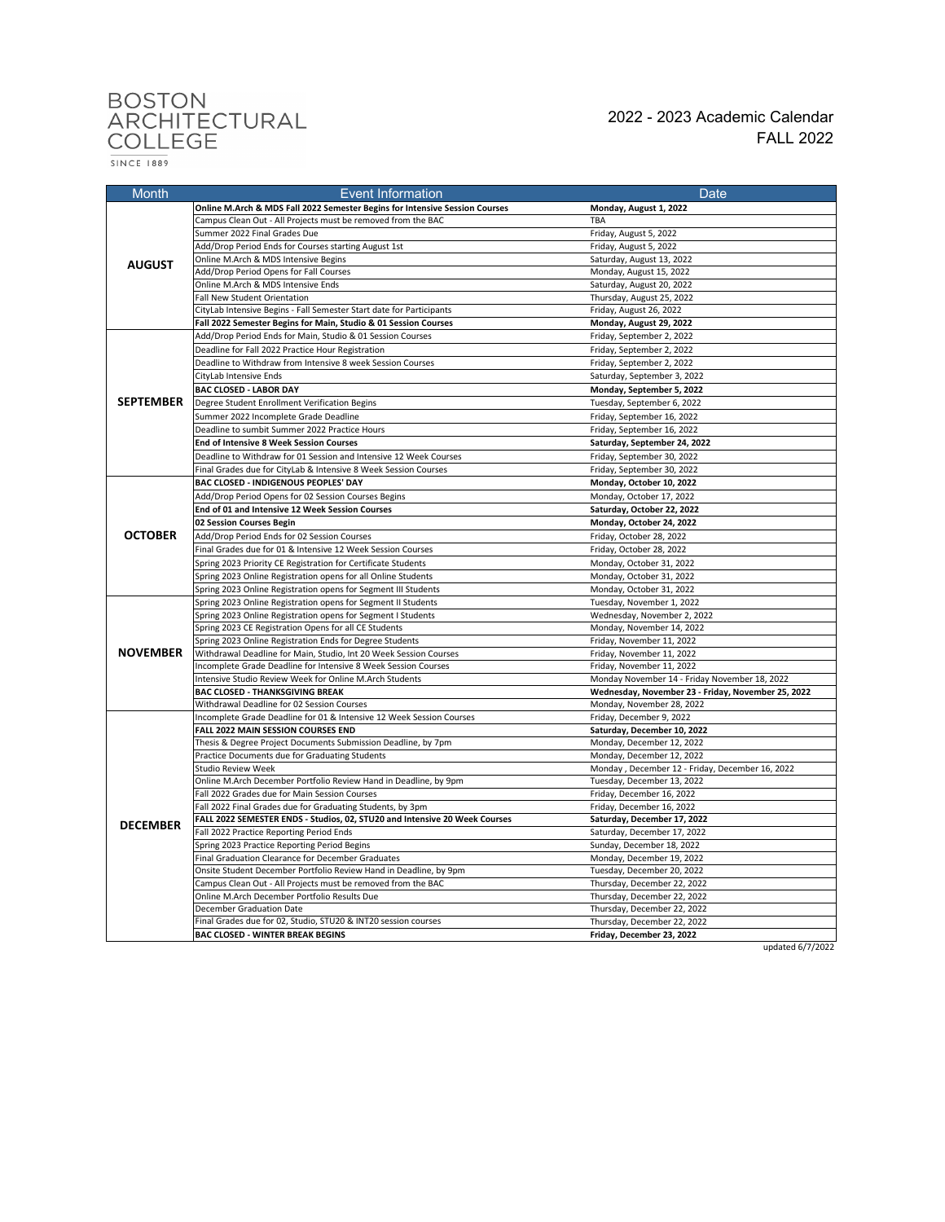BOSTON ARCHITECTURAL COLLEGE
SINCE 1889

# 2022 - 2023 Academic Calendar
## FALL 2022

| Month | Event Information | Date |
|---|---|---|
| **AUGUST** | **Online M.Arch & MDS Fall 2022 Semester Begins for Intensive Session Courses** | **Monday, August 1, 2022** |
| | Campus Clean Out - All Projects must be removed from the BAC | TBA |
| | Summer 2022 Final Grades Due | Friday, August 5, 2022 |
| | Add/Drop Period Ends for Courses starting August 1st | Friday, August 5, 2022 |
| | Online M.Arch & MDS Intensive Begins | Saturday, August 13, 2022 |
| | Add/Drop Period Opens for Fall Courses | Monday, August 15, 2022 |
| | Online M.Arch & MDS Intensive Ends | Saturday, August 20, 2022 |
| | Fall New Student Orientation | Thursday, August 25, 2022 |
| | CityLab Intensive Begins - Fall Semester Start date for Participants | Friday, August 26, 2022 |
| | **Fall 2022 Semester Begins for Main, Studio & 01 Session Courses** | **Monday, August 29, 2022** |
| **SEPTEMBER** | Add/Drop Period Ends for Main, Studio & 01 Session Courses | Friday, September 2, 2022 |
| | Deadline for Fall 2022 Practice Hour Registration | Friday, September 2, 2022 |
| | Deadline to Withdraw from Intensive 8 week Session Courses | Friday, September 2, 2022 |
| | CityLab Intensive Ends | Saturday, September 3, 2022 |
| | **BAC CLOSED - LABOR DAY** | **Monday, September 5, 2022** |
| | Degree Student Enrollment Verification Begins | Tuesday, September 6, 2022 |
| | Summer 2022 Incomplete Grade Deadline | Friday, September 16, 2022 |
| | Deadline to sumbit Summer 2022 Practice Hours | Friday, September 16, 2022 |
| | **End of Intensive 8 Week Session Courses** | **Saturday, September 24, 2022** |
| | Deadline to Withdraw for 01 Session and Intensive 12 Week Courses | Friday, September 30, 2022 |
| | Final Grades due for CityLab & Intensive 8 Week Session Courses | Friday, September 30, 2022 |
| **OCTOBER** | **BAC CLOSED - INDIGENOUS PEOPLES' DAY** | **Monday, October 10, 2022** |
| | Add/Drop Period Opens for 02 Session Courses Begins | Monday, October 17, 2022 |
| | **End of 01 and Intensive 12 Week Session Courses** | **Saturday, October 22, 2022** |
| | **02 Session Courses Begin** | **Monday, October 24, 2022** |
| | Add/Drop Period Ends for 02 Session Courses | Friday, October 28, 2022 |
| | Final Grades due for 01 & Intensive 12 Week Session Courses | Friday, October 28, 2022 |
| | Spring 2023 Priority CE Registration for Certificate Students | Monday, October 31, 2022 |
| | Spring 2023 Online Registration opens for all Online Students | Monday, October 31, 2022 |
| | Spring 2023 Online Registration opens for Segment III Students | Monday, October 31, 2022 |
| **NOVEMBER** | Spring 2023 Online Registration opens for Segment II Students | Tuesday, November 1, 2022 |
| | Spring 2023 Online Registration opens for Segment I Students | Wednesday, November 2, 2022 |
| | Spring 2023 CE Registration Opens for all CE Students | Monday, November 14, 2022 |
| | Spring 2023 Online Registration Ends for Degree Students | Friday, November 11, 2022 |
| | Withdrawal Deadline for Main, Studio, Int 20 Week Session Courses | Friday, November 11, 2022 |
| | Incomplete Grade Deadline for Intensive 8 Week Session Courses | Friday, November 11, 2022 |
| | Intensive Studio Review Week for Online M.Arch Students | Monday November 14 - Friday November 18, 2022 |
| | **BAC CLOSED - THANKSGIVING BREAK** | **Wednesday, November 23 - Friday, November 25, 2022** |
| | Withdrawal Deadline for 02 Session Courses | Monday, November 28, 2022 |
| **DECEMBER** | Incomplete Grade Deadline for 01 & Intensive 12 Week Session Courses | Friday, December 9, 2022 |
| | **FALL 2022 MAIN SESSION COURSES END** | **Saturday, December 10, 2022** |
| | Thesis & Degree Project Documents Submission Deadline, by 7pm | Monday, December 12, 2022 |
| | Practice Documents due for Graduating Students | Monday, December 12, 2022 |
| | Studio Review Week | Monday , December 12 - Friday, December 16, 2022 |
| | Online M.Arch December Portfolio Review Hand in Deadline, by 9pm | Tuesday, December 13, 2022 |
| | Fall 2022 Grades due for Main Session Courses | Friday, December 16, 2022 |
| | Fall 2022 Final Grades due for Graduating Students, by 3pm | Friday, December 16, 2022 |
| | **FALL 2022 SEMESTER ENDS - Studios, 02, STU20 and Intensive 20 Week Courses** | **Saturday, December 17, 2022** |
| | Fall 2022 Practice Reporting Period Ends | Saturday, December 17, 2022 |
| | Spring 2023 Practice Reporting Period Begins | Sunday, December 18, 2022 |
| | Final Graduation Clearance for December Graduates | Monday, December 19, 2022 |
| | Onsite Student December Portfolio Review Hand in Deadline, by 9pm | Tuesday, December 20, 2022 |
| | Campus Clean Out - All Projects must be removed from the BAC | Thursday, December 22, 2022 |
| | Online M.Arch December Portfolio Results Due | Thursday, December 22, 2022 |
| | December Graduation Date | Thursday, December 22, 2022 |
| | Final Grades due for 02, Studio, STU20 & INT20 session courses | Thursday, December 22, 2022 |
| | **BAC CLOSED - WINTER BREAK BEGINS** | **Friday, December 23, 2022** |

updated 6/7/2022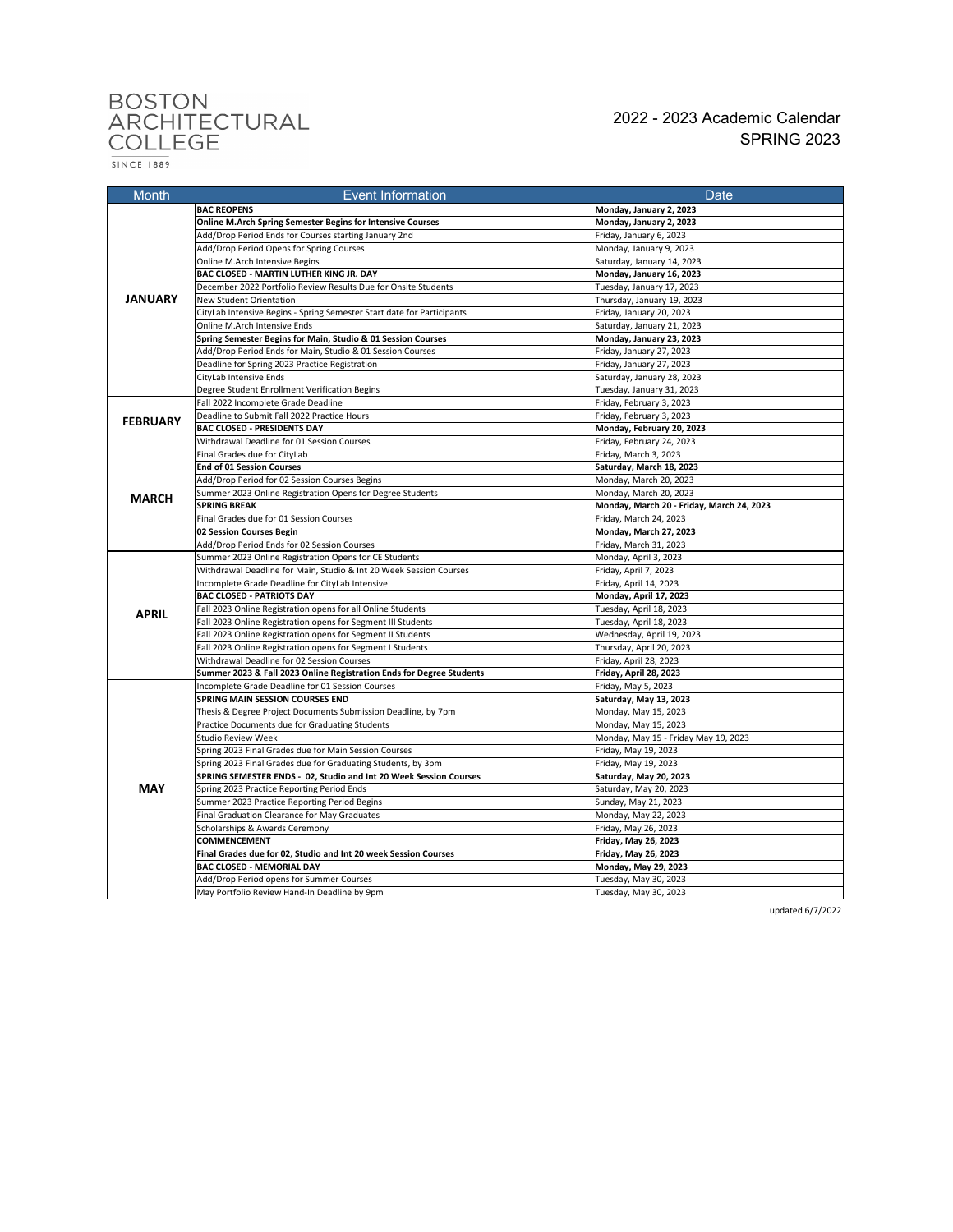BOSTON ARCHITECTURAL COLLEGE
SINCE 1889

2022 - 2023 Academic Calendar
SPRING 2023

| Month | Event Information | Date |
|---|---|---|
| **JANUARY** | **BAC REOPENS** | **Monday, January 2, 2023** |
| | **Online M.Arch Spring Semester Begins for Intensive Courses** | **Monday, January 2, 2023** |
| | Add/Drop Period Ends for Courses starting January 2nd | Friday, January 6, 2023 |
| | Add/Drop Period Opens for Spring Courses | Monday, January 9, 2023 |
| | Online M.Arch Intensive Begins | Saturday, January 14, 2023 |
| | **BAC CLOSED - MARTIN LUTHER KING JR. DAY** | **Monday, January 16, 2023** |
| | December 2022 Portfolio Review Results Due for Onsite Students | Tuesday, January 17, 2023 |
| | New Student Orientation | Thursday, January 19, 2023 |
| | CityLab Intensive Begins - Spring Semester Start date for Participants | Friday, January 20, 2023 |
| | Online M.Arch Intensive Ends | Saturday, January 21, 2023 |
| | **Spring Semester Begins for Main, Studio & 01 Session Courses** | **Monday, January 23, 2023** |
| | Add/Drop Period Ends for Main, Studio & 01 Session Courses | Friday, January 27, 2023 |
| | Deadline for Spring 2023 Practice Registration | Friday, January 27, 2023 |
| | CityLab Intensive Ends | Saturday, January 28, 2023 |
| | Degree Student Enrollment Verification Begins | Tuesday, January 31, 2023 |
| **FEBRUARY** | Fall 2022 Incomplete Grade Deadline | Friday, February 3, 2023 |
| | Deadline to Submit Fall 2022 Practice Hours | Friday, February 3, 2023 |
| | **BAC CLOSED - PRESIDENTS DAY** | **Monday, February 20, 2023** |
| | Withdrawal Deadline for 01 Session Courses | Friday, February 24, 2023 |
| **MARCH** | Final Grades due for CityLab | Friday, March 3, 2023 |
| | **End of 01 Session Courses** | **Saturday, March 18, 2023** |
| | Add/Drop Period for 02 Session Courses Begins | Monday, March 20, 2023 |
| | Summer 2023 Online Registration Opens for Degree Students | Monday, March 20, 2023 |
| | **SPRING BREAK** | **Monday, March 20 - Friday, March 24, 2023** |
| | Final Grades due for 01 Session Courses | Friday, March 24, 2023 |
| | **02 Session Courses Begin** | **Monday, March 27, 2023** |
| | Add/Drop Period Ends for 02 Session Courses | Friday, March 31, 2023 |
| **APRIL** | Summer 2023 Online Registration Opens for CE Students | Monday, April 3, 2023 |
| | Withdrawal Deadline for Main, Studio & Int 20 Week Session Courses | Friday, April 7, 2023 |
| | Incomplete Grade Deadline for CityLab Intensive | Friday, April 14, 2023 |
| | **BAC CLOSED - PATRIOTS DAY** | **Monday, April 17, 2023** |
| | Fall 2023 Online Registration opens for all Online Students | Tuesday, April 18, 2023 |
| | Fall 2023 Online Registration opens for Segment III Students | Tuesday, April 18, 2023 |
| | Fall 2023 Online Registration opens for Segment II Students | Wednesday, April 19, 2023 |
| | Fall 2023 Online Registration opens for Segment I Students | Thursday, April 20, 2023 |
| | Withdrawal Deadline for 02 Session Courses | Friday, April 28, 2023 |
| | **Summer 2023 & Fall 2023 Online Registration Ends for Degree Students** | **Friday, April 28, 2023** |
| **MAY** | Incomplete Grade Deadline for 01 Session Courses | Friday, May 5, 2023 |
| | **SPRING MAIN SESSION COURSES END** | **Saturday, May 13, 2023** |
| | Thesis & Degree Project Documents Submission Deadline, by 7pm | Monday, May 15, 2023 |
| | Practice Documents due for Graduating Students | Monday, May 15, 2023 |
| | Studio Review Week | Monday, May 15 - Friday May 19, 2023 |
| | Spring 2023 Final Grades due for Main Session Courses | Friday, May 19, 2023 |
| | Spring 2023 Final Grades due for Graduating Students, by 3pm | Friday, May 19, 2023 |
| | **SPRING SEMESTER ENDS - 02, Studio and Int 20 Week Session Courses** | **Saturday, May 20, 2023** |
| | Spring 2023 Practice Reporting Period Ends | Saturday, May 20, 2023 |
| | Summer 2023 Practice Reporting Period Begins | Sunday, May 21, 2023 |
| | Final Graduation Clearance for May Graduates | Monday, May 22, 2023 |
| | Scholarships & Awards Ceremony | Friday, May 26, 2023 |
| | **COMMENCEMENT** | **Friday, May 26, 2023** |
| | **Final Grades due for 02, Studio and Int 20 week Session Courses** | **Friday, May 26, 2023** |
| | **BAC CLOSED - MEMORIAL DAY** | **Monday, May 29, 2023** |
| | Add/Drop Period opens for Summer Courses | Tuesday, May 30, 2023 |
| | May Portfolio Review Hand-In Deadline by 9pm | Tuesday, May 30, 2023 |

updated 6/7/2022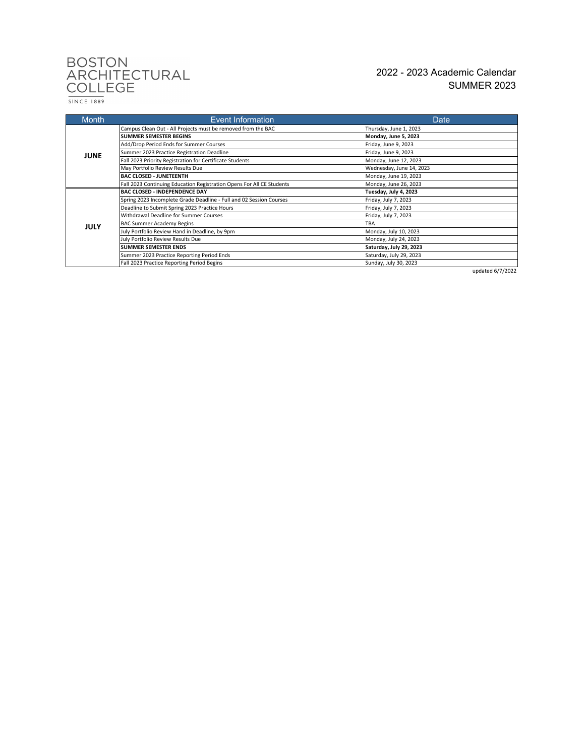BOSTON ARCHITECTURAL COLLEGE
SINCE 1889

2022 - 2023 Academic Calendar
SUMMER 2023

| Month | Event Information | Date |
|---|---|---|
| **JUNE** | Campus Clean Out - All Projects must be removed from the BAC | Thursday, June 1, 2023 |
| | **SUMMER SEMESTER BEGINS** | **Monday, June 5, 2023** |
| | Add/Drop Period Ends for Summer Courses | Friday, June 9, 2023 |
| | Summer 2023 Practice Registration Deadline | Friday, June 9, 2023 |
| | Fall 2023 Priority Registration for Certificate Students | Monday, June 12, 2023 |
| | May Portfolio Review Results Due | Wednesday, June 14, 2023 |
| | **BAC CLOSED - JUNETEENTH** | Monday, June 19, 2023 |
| | Fall 2023 Continuing Education Registration Opens For All CE Students | Monday, June 26, 2023 |
| **JULY** | **BAC CLOSED - INDEPENDENCE DAY** | **Tuesday, July 4, 2023** |
| | Spring 2023 Incomplete Grade Deadline - Full and 02 Session Courses | Friday, July 7, 2023 |
| | Deadline to Submit Spring 2023 Practice Hours | Friday, July 7, 2023 |
| | Withdrawal Deadline for Summer Courses | Friday, July 7, 2023 |
| | BAC Summer Academy Begins | TBA |
| | July Portfolio Review Hand in Deadline, by 9pm | Monday, July 10, 2023 |
| | July Portfolio Review Results Due | Monday, July 24, 2023 |
| | **SUMMER SEMESTER ENDS** | **Saturday, July 29, 2023** |
| | Summer 2023 Practice Reporting Period Ends | Saturday, July 29, 2023 |
| | Fall 2023 Practice Reporting Period Begins | Sunday, July 30, 2023 |

updated 6/7/2022